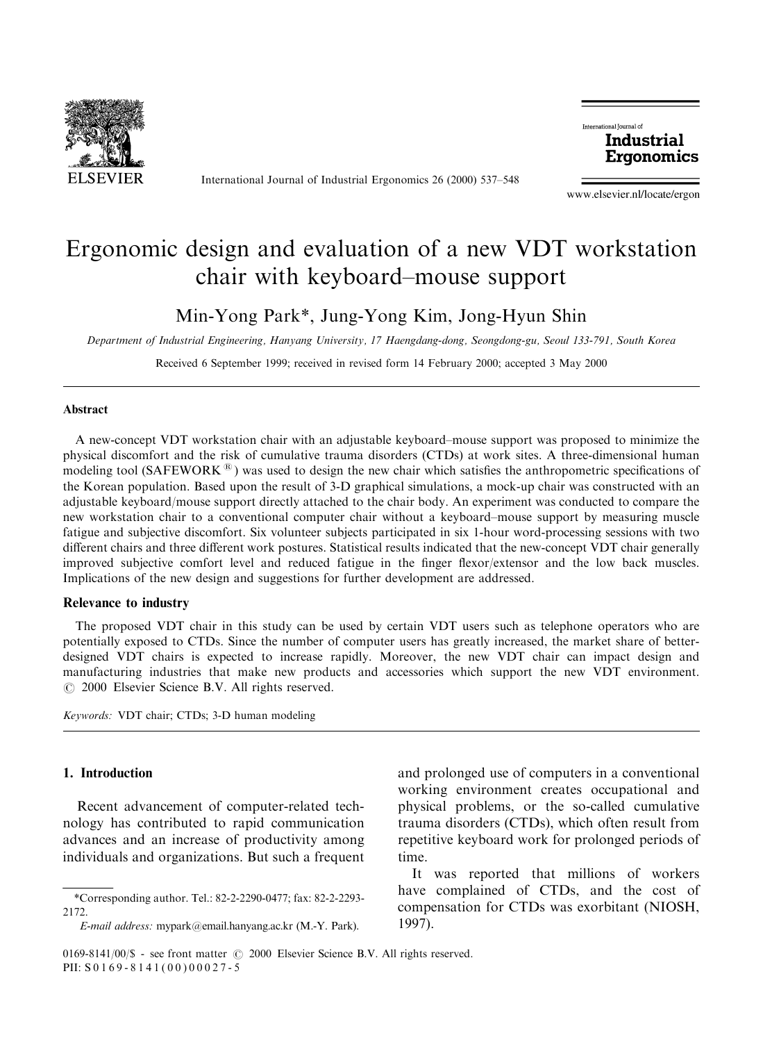# Ergonomic design and evaluation of a new VDT workstation chair with keyboard–mouse support

Min-Yong Park*, Jung-Yong Kim, Jong-Hyun Shin

*Department of Industrial Engineering, Hanyang University, 17 Haengdang-dong, Seongdong-gu, Seoul 133-791, South Korea*

Received 6 September 1999; received in revised form 14 February 2000; accepted 3 May 2000

## Abstract

A new-concept VDT workstation chair with an adjustable keyboard–mouse support was proposed to minimize the physical discomfort and the risk of cumulative trauma disorders (CTDs) at work sites. A three-dimensional human modeling tool (SAFEWORK®) was used to design the new chair which satisfies the anthropometric specifications of the Korean population. Based upon the result of 3-D graphical simulations, a mock-up chair was constructed with an adjustable keyboard/mouse support directly attached to the chair body. An experiment was conducted to compare the new workstation chair to a conventional computer chair without a keyboard–mouse support by measuring muscle fatigue and subjective discomfort. Six volunteer subjects participated in six 1-hour word-processing sessions with two different chairs and three different work postures. Statistical results indicated that the new-concept VDT chair generally improved subjective comfort level and reduced fatigue in the finger flexor/extensor and the low back muscles. Implications of the new design and suggestions for further development are addressed.

## Relevance to industry

The proposed VDT chair in this study can be used by certain VDT users such as telephone operators who are potentially exposed to CTDs. Since the number of computer users has greatly increased, the market share of better-designed VDT chairs is expected to increase rapidly. Moreover, the new VDT chair can impact design and manufacturing industries that make new products and accessories which support the new VDT environment. © 2000 Elsevier Science B.V. All rights reserved.

*Keywords:* VDT chair; CTDs; 3-D human modeling

## 1. Introduction

Recent advancement of computer-related technology has contributed to rapid communication advances and an increase of productivity among individuals and organizations. But such a frequent and prolonged use of computers in a conventional working environment creates occupational and physical problems, or the so-called cumulative trauma disorders (CTDs), which often result from repetitive keyboard work for prolonged periods of time.

It was reported that millions of workers have complained of CTDs, and the cost of compensation for CTDs was exorbitant (NIOSH, 1997).

*Corresponding author. Tel.: 82-2-2290-0477; fax: 82-2-2293-2172.

*E-mail address:* mypark@email.hanyang.ac.kr (M.-Y. Park).

0169-8141/00/$ - see front matter © 2000 Elsevier Science B.V. All rights reserved.
PII: S0169-8141(00)00027-5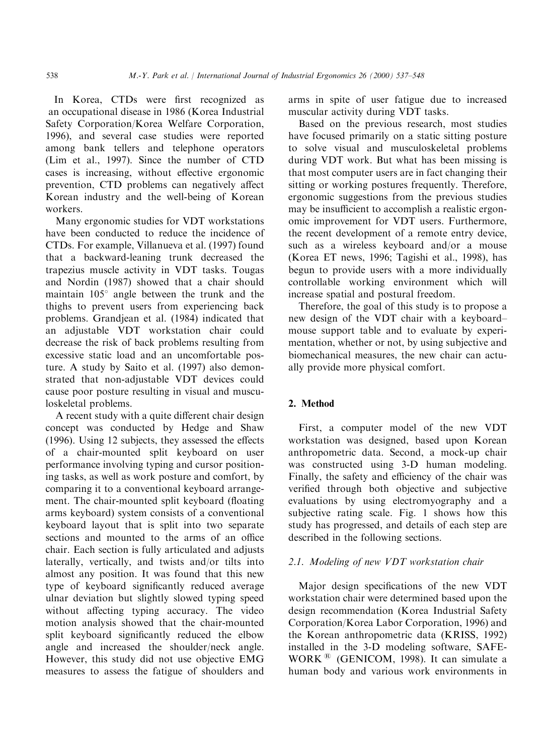In Korea, CTDs were first recognized as an occupational disease in 1986 (Korea Industrial Safety Corporation/Korea Welfare Corporation, 1996), and several case studies were reported among bank tellers and telephone operators (Lim et al., 1997). Since the number of CTD cases is increasing, without effective ergonomic prevention, CTD problems can negatively affect Korean industry and the well-being of Korean workers.

Many ergonomic studies for VDT workstations have been conducted to reduce the incidence of CTDs. For example, Villanueva et al. (1997) found that a backward-leaning trunk decreased the trapezius muscle activity in VDT tasks. Tougas and Nordin (1987) showed that a chair should maintain 105° angle between the trunk and the thighs to prevent users from experiencing back problems. Grandjean et al. (1984) indicated that an adjustable VDT workstation chair could decrease the risk of back problems resulting from excessive static load and an uncomfortable posture. A study by Saito et al. (1997) also demonstrated that non-adjustable VDT devices could cause poor posture resulting in visual and musculoskeletal problems.

A recent study with a quite different chair design concept was conducted by Hedge and Shaw (1996). Using 12 subjects, they assessed the effects of a chair-mounted split keyboard on user performance involving typing and cursor positioning tasks, as well as work posture and comfort, by comparing it to a conventional keyboard arrangement. The chair-mounted split keyboard (floating arms keyboard) system consists of a conventional keyboard layout that is split into two separate sections and mounted to the arms of an office chair. Each section is fully articulated and adjusts laterally, vertically, and twists and/or tilts into almost any position. It was found that this new type of keyboard significantly reduced average ulnar deviation but slightly slowed typing speed without affecting typing accuracy. The video motion analysis showed that the chair-mounted split keyboard significantly reduced the elbow angle and increased the shoulder/neck angle. However, this study did not use objective EMG measures to assess the fatigue of shoulders and arms in spite of user fatigue due to increased muscular activity during VDT tasks.

Based on the previous research, most studies have focused primarily on a static sitting posture to solve visual and musculoskeletal problems during VDT work. But what has been missing is that most computer users are in fact changing their sitting or working postures frequently. Therefore, ergonomic suggestions from the previous studies may be insufficient to accomplish a realistic ergonomic improvement for VDT users. Furthermore, the recent development of a remote entry device, such as a wireless keyboard and/or a mouse (Korea ET news, 1996; Tagishi et al., 1998), has begun to provide users with a more individually controllable working environment which will increase spatial and postural freedom.

Therefore, the goal of this study is to propose a new design of the VDT chair with a keyboard–mouse support table and to evaluate by experimentation, whether or not, by using subjective and biomechanical measures, the new chair can actually provide more physical comfort.

## 2. Method

First, a computer model of the new VDT workstation was designed, based upon Korean anthropometric data. Second, a mock-up chair was constructed using 3-D human modeling. Finally, the safety and efficiency of the chair was verified through both objective and subjective evaluations by using electromyography and a subjective rating scale. Fig. 1 shows how this study has progressed, and details of each step are described in the following sections.

### 2.1. Modeling of new VDT workstation chair

Major design specifications of the new VDT workstation chair were determined based upon the design recommendation (Korea Industrial Safety Corporation/Korea Labor Corporation, 1996) and the Korean anthropometric data (KRISS, 1992) installed in the 3-D modeling software, SAFEWORK® (GENICOM, 1998). It can simulate a human body and various work environments in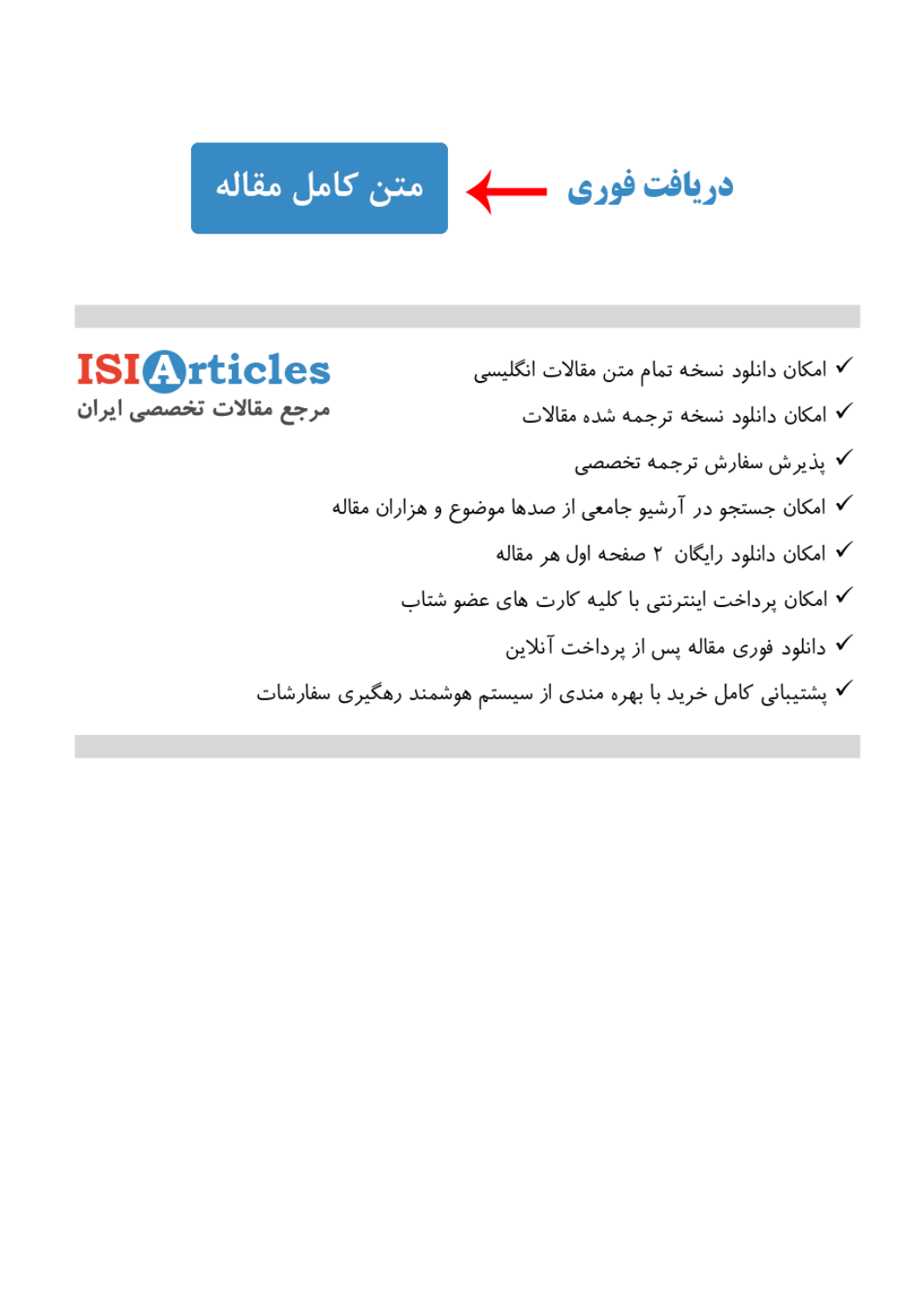دریافت فوری ← متن کامل مقاله

**ISIArticles**
مرجع مقالات تخصصی ایران

- ✓ امکان دانلود نسخه تمام متن مقالات انگلیسی
- ✓ امکان دانلود نسخه ترجمه شده مقالات
- ✓ پذیرش سفارش ترجمه تخصصی
- ✓ امکان جستجو در آرشیو جامعی از صدها موضوع و هزاران مقاله
- ✓ امکان دانلود رایگان ۲ صفحه اول هر مقاله
- ✓ امکان پرداخت اینترنتی با کلیه کارت های عضو شتاب
- ✓ دانلود فوری مقاله پس از پرداخت آنلاین
- ✓ پشتیبانی کامل خرید با بهره مندی از سیستم هوشمند رهگیری سفارشات